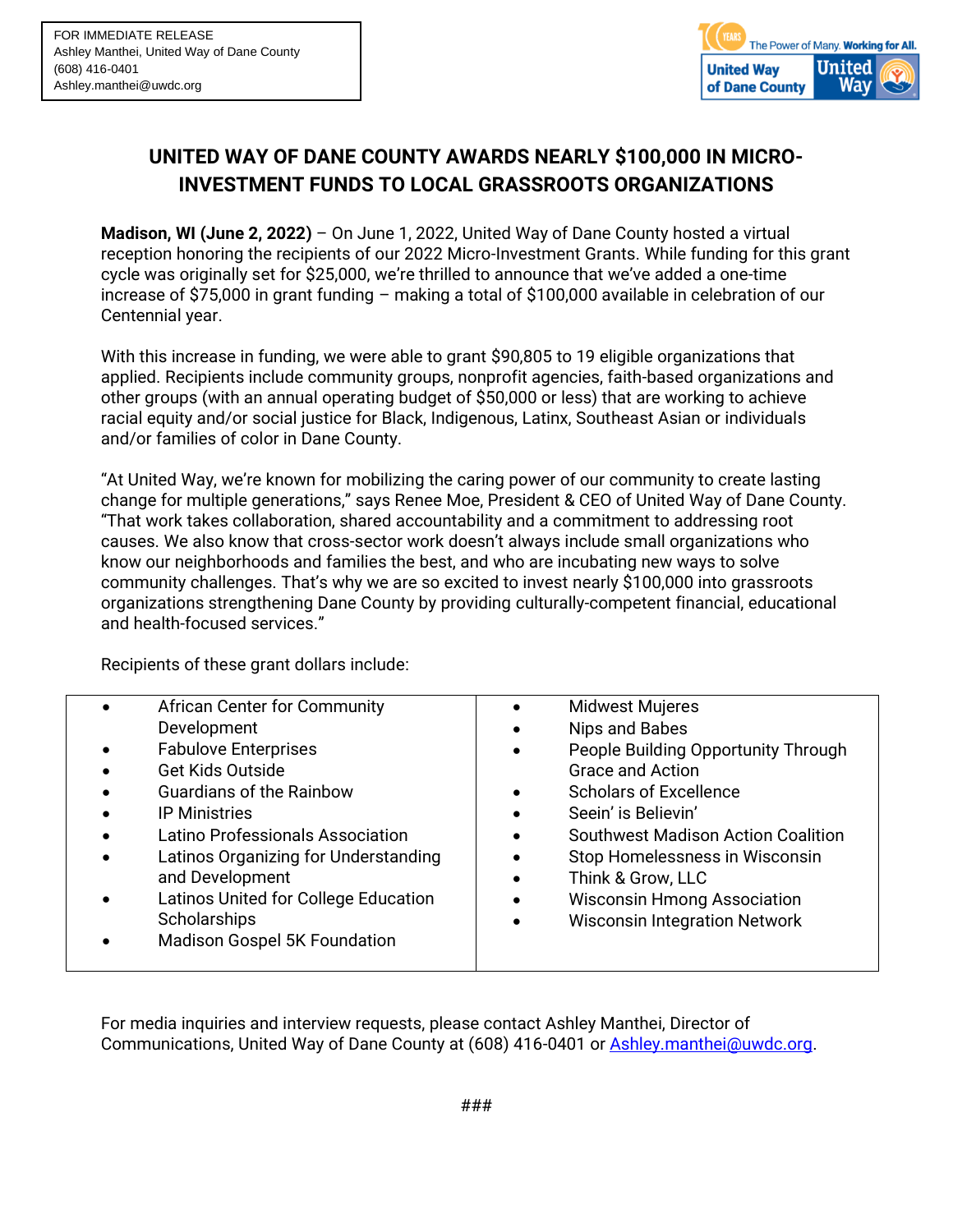FOR IMMEDIATE RELEASE
Ashley Manthei, United Way of Dane County
(608) 416-0401
Ashley.manthei@uwdc.org

100 YEARS The Power of Many. **Working for All.**
United Way of Dane County — United Way

# UNITED WAY OF DANE COUNTY AWARDS NEARLY $100,000 IN MICRO-INVESTMENT FUNDS TO LOCAL GRASSROOTS ORGANIZATIONS

**Madison, WI (June 2, 2022)** – On June 1, 2022, United Way of Dane County hosted a virtual reception honoring the recipients of our 2022 Micro-Investment Grants. While funding for this grant cycle was originally set for $25,000, we're thrilled to announce that we've added a one-time increase of $75,000 in grant funding – making a total of $100,000 available in celebration of our Centennial year.

With this increase in funding, we were able to grant $90,805 to 19 eligible organizations that applied. Recipients include community groups, nonprofit agencies, faith-based organizations and other groups (with an annual operating budget of $50,000 or less) that are working to achieve racial equity and/or social justice for Black, Indigenous, Latinx, Southeast Asian or individuals and/or families of color in Dane County.

"At United Way, we're known for mobilizing the caring power of our community to create lasting change for multiple generations," says Renee Moe, President & CEO of United Way of Dane County. "That work takes collaboration, shared accountability and a commitment to addressing root causes. We also know that cross-sector work doesn't always include small organizations who know our neighborhoods and families the best, and who are incubating new ways to solve community challenges. That's why we are so excited to invest nearly $100,000 into grassroots organizations strengthening Dane County by providing culturally-competent financial, educational and health-focused services."

Recipients of these grant dollars include:

- African Center for Community Development
- Fabulove Enterprises
- Get Kids Outside
- Guardians of the Rainbow
- IP Ministries
- Latino Professionals Association
- Latinos Organizing for Understanding and Development
- Latinos United for College Education Scholarships
- Madison Gospel 5K Foundation
- Midwest Mujeres
- Nips and Babes
- People Building Opportunity Through Grace and Action
- Scholars of Excellence
- Seein' is Believin'
- Southwest Madison Action Coalition
- Stop Homelessness in Wisconsin
- Think & Grow, LLC
- Wisconsin Hmong Association
- Wisconsin Integration Network

For media inquiries and interview requests, please contact Ashley Manthei, Director of Communications, United Way of Dane County at (608) 416-0401 or Ashley.manthei@uwdc.org.

###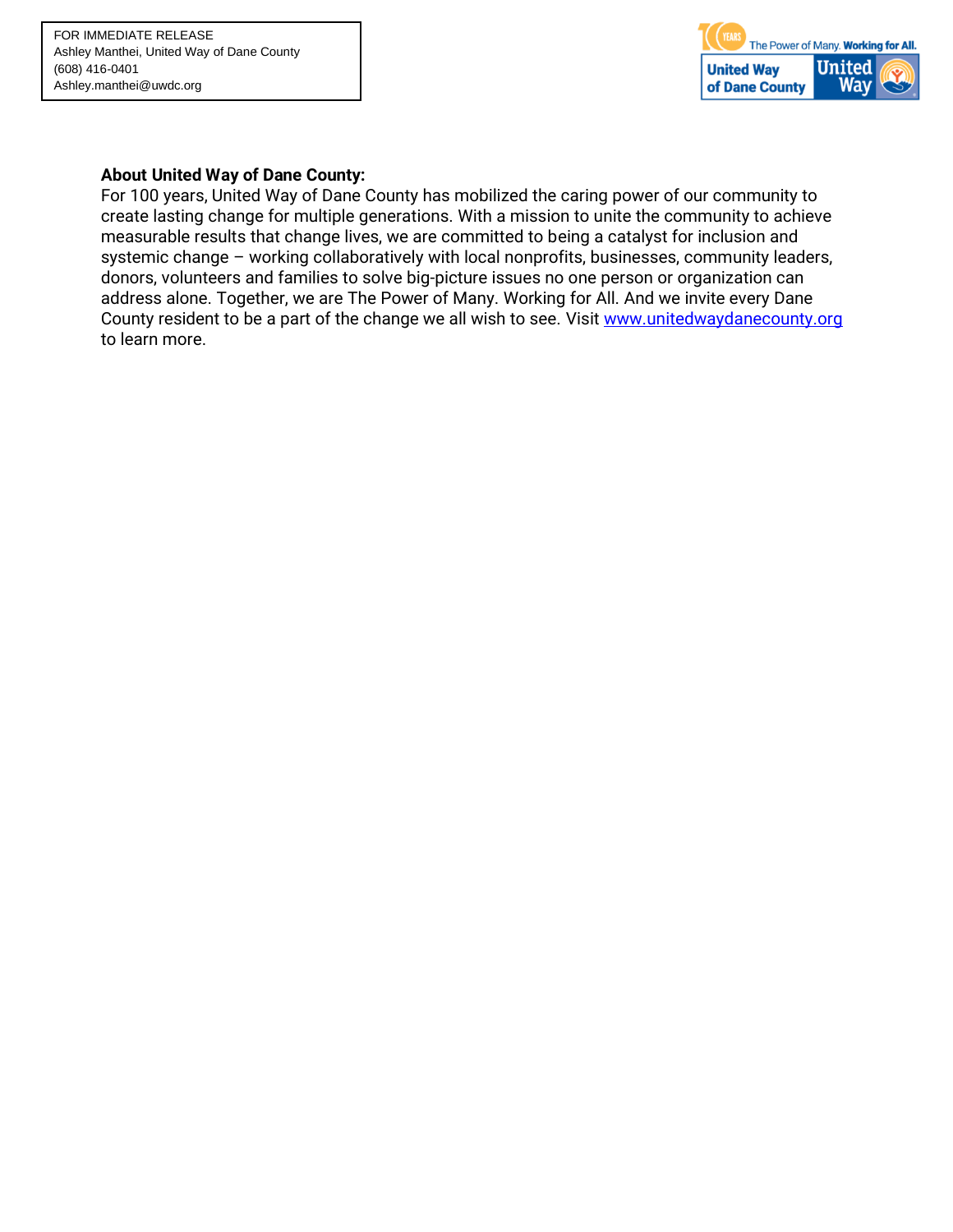FOR IMMEDIATE RELEASE
Ashley Manthei, United Way of Dane County
(608) 416-0401
Ashley.manthei@uwdc.org

**About United Way of Dane County:**
For 100 years, United Way of Dane County has mobilized the caring power of our community to create lasting change for multiple generations. With a mission to unite the community to achieve measurable results that change lives, we are committed to being a catalyst for inclusion and systemic change – working collaboratively with local nonprofits, businesses, community leaders, donors, volunteers and families to solve big-picture issues no one person or organization can address alone. Together, we are The Power of Many. Working for All. And we invite every Dane County resident to be a part of the change we all wish to see. Visit [www.unitedwaydanecounty.org](http://www.unitedwaydanecounty.org) to learn more.